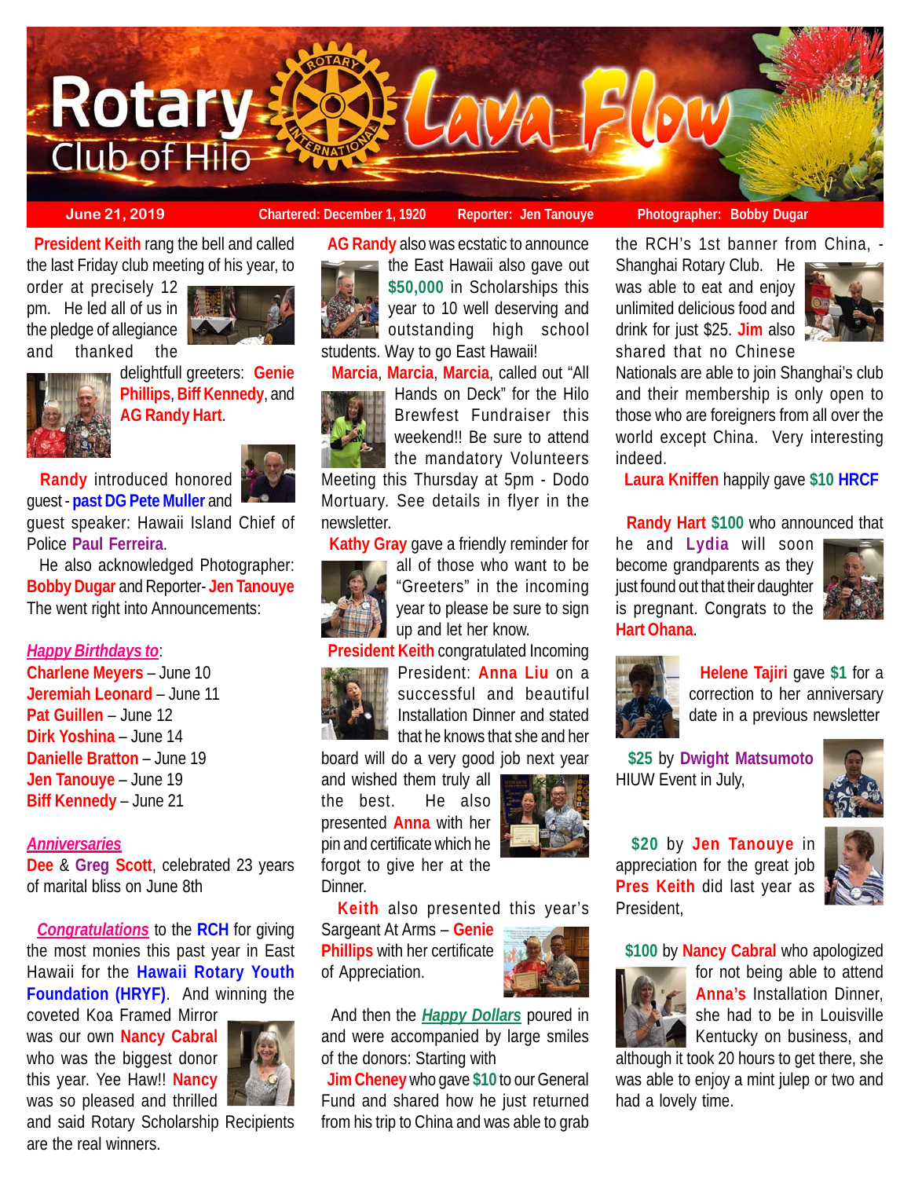# Rotary Club of Hilo Lava Flow

**June 21, 2019** | **Chartered: December 1, 1920** | **Reporter: Jen Tanouye** | **Photographer: Bobby Dugar**

**President Keith** rang the bell and called the last Friday club meeting of his year, to order at precisely 12 pm. He led all of us in the pledge of allegiance and thanked the delightfull greeters: **Genie Phillips**, **Biff Kennedy**, and **AG Randy Hart**.

**Randy** introduced honored guest - **past DG Pete Muller** and guest speaker: Hawaii Island Chief of Police **Paul Ferreira**.

He also acknowledged Photographer: **Bobby Dugar** and Reporter- **Jen Tanouye** The went right into Announcements:

***Happy Birthdays to***:

**Charlene Meyers** – June 10
**Jeremiah Leonard** – June 11
**Pat Guillen** – June 12
**Dirk Yoshina** – June 14
**Danielle Bratton** – June 19
**Jen Tanouye** – June 19
**Biff Kennedy** – June 21

***Anniversaries***

**Dee** & **Greg Scott**, celebrated 23 years of marital bliss on June 8th

***Congratulations*** to the **RCH** for giving the most monies this past year in East Hawaii for the **Hawaii Rotary Youth Foundation (HRYF)**. And winning the coveted Koa Framed Mirror was our own **Nancy Cabral** who was the biggest donor this year. Yee Haw!! **Nancy** was so pleased and thrilled and said Rotary Scholarship Recipients are the real winners.

**AG Randy** also was ecstatic to announce the East Hawaii also gave out **$50,000** in Scholarships this year to 10 well deserving and outstanding high school students. Way to go East Hawaii!

**Marcia**, **Marcia**, **Marcia**, called out "All Hands on Deck" for the Hilo Brewfest Fundraiser this weekend!! Be sure to attend the mandatory Volunteers Meeting this Thursday at 5pm - Dodo Mortuary. See details in flyer in the newsletter.

**Kathy Gray** gave a friendly reminder for all of those who want to be "Greeters" in the incoming year to please be sure to sign up and let her know.

**President Keith** congratulated Incoming President: **Anna Liu** on a successful and beautiful Installation Dinner and stated that he knows that she and her board will do a very good job next year and wished them truly all the best. He also presented **Anna** with her pin and certificate which he forgot to give her at the Dinner.

**Keith** also presented this year's Sargeant At Arms – **Genie Phillips** with her certificate of Appreciation.

And then the ***Happy Dollars*** poured in and were accompanied by large smiles of the donors: Starting with

**Jim Cheney** who gave **$10** to our General Fund and shared how he just returned from his trip to China and was able to grab the RCH's 1st banner from China, - Shanghai Rotary Club. He was able to eat and enjoy unlimited delicious food and drink for just $25. **Jim** also shared that no Chinese Nationals are able to join Shanghai's club and their membership is only open to those who are foreigners from all over the world except China. Very interesting indeed.

**Laura Kniffen** happily gave **$10 HRCF**

**Randy Hart $100** who announced that he and **Lydia** will soon become grandparents as they just found out that their daughter is pregnant. Congrats to the **Hart Ohana**.

**Helene Tajiri** gave **$1** for a correction to her anniversary date in a previous newsletter

**$25** by **Dwight Matsumoto** HIUW Event in July,

**$20** by **Jen Tanouye** in appreciation for the great job **Pres Keith** did last year as President,

**$100** by **Nancy Cabral** who apologized for not being able to attend **Anna's** Installation Dinner, she had to be in Louisville Kentucky on business, and although it took 20 hours to get there, she was able to enjoy a mint julep or two and had a lovely time.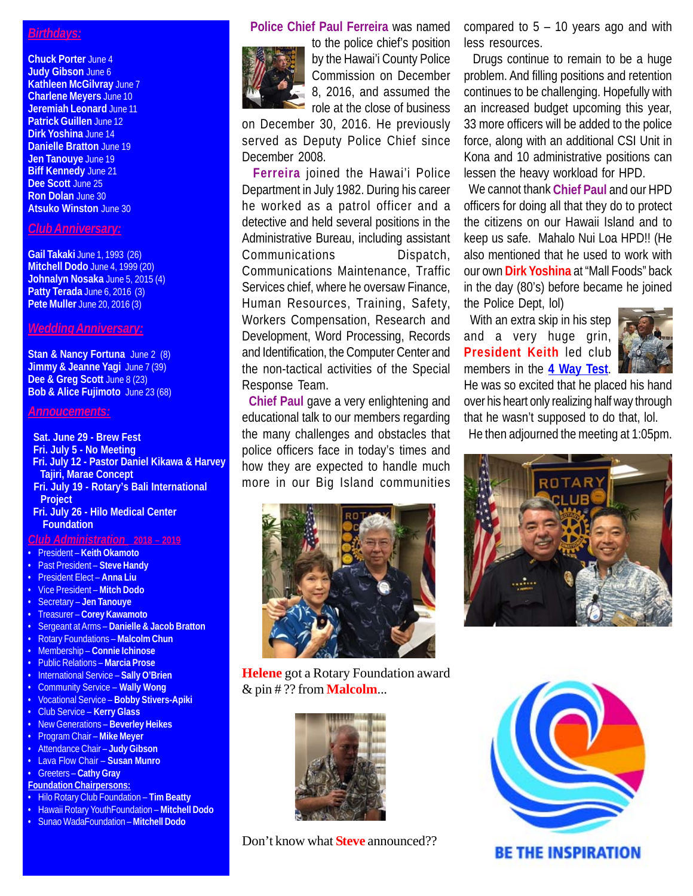## Birthdays:

**Chuck Porter** June 4
**Judy Gibson** June 6
**Kathleen McGilvray** June 7
**Charlene Meyers** June 10
**Jeremiah Leonard** June 11
**Patrick Guillen** June 12
**Dirk Yoshina** June 14
**Danielle Bratton** June 19
**Jen Tanouye** June 19
**Biff Kennedy** June 21
**Dee Scott** June 25
**Ron Dolan** June 30
**Atsuko Winston** June 30

## Club Anniversary:

**Gail Takaki** June 1, 1993 (26)
**Mitchell Dodo** June 4, 1999 (20)
**Johnalyn Nosaka** June 5, 2015 (4)
**Patty Terada** June 6, 2016 (3)
**Pete Muller** June 20, 2016 (3)

## Wedding Anniversary:

**Stan & Nancy Fortuna** June 2 (8)
**Jimmy & Jeanne Yagi** June 7 (39)
**Dee & Greg Scott** June 8 (23)
**Bob & Alice Fujimoto** June 23 (68)

## Annoucements:

**Sat. June 29 - Brew Fest**
**Fri. July 5 - No Meeting**
**Fri. July 12 - Pastor Daniel Kikawa & Harvey Tajiri, Marae Concept**
**Fri. July 19 - Rotary's Bali International Project**
**Fri. July 26 - Hilo Medical Center Foundation**

## Club Administration 2018 – 2019

- President – **Keith Okamoto**
- Past President – **Steve Handy**
- President Elect – **Anna Liu**
- Vice President – **Mitch Dodo**
- Secretary – **Jen Tanouye**
- Treasurer – **Corey Kawamoto**
- Sergeant at Arms – **Danielle & Jacob Bratton**
- Rotary Foundations – **Malcolm Chun**
- Membership – **Connie Ichinose**
- Public Relations – **Marcia Prose**
- International Service – **Sally O'Brien**
- Community Service – **Wally Wong**
- Vocational Service – **Bobby Stivers-Apiki**
- Club Service – **Kerry Glass**
- New Generations – **Beverley Heikes**
- Program Chair – **Mike Meyer**
- Attendance Chair – **Judy Gibson**
- Lava Flow Chair – **Susan Munro**
- Greeters – **Cathy Gray**

**Foundation Chairpersons:**

- Hilo Rotary Club Foundation – **Tim Beatty**
- Hawaii Rotary YouthFoundation – **Mitchell Dodo**
- Sunao WadaFoundation – **Mitchell Dodo**

**Police Chief Paul Ferreira** was named to the police chief's position by the Hawai'i County Police Commission on December 8, 2016, and assumed the role at the close of business on December 30, 2016. He previously served as Deputy Police Chief since December 2008.

**Ferreira** joined the Hawai'i Police Department in July 1982. During his career he worked as a patrol officer and a detective and held several positions in the Administrative Bureau, including assistant Communications Dispatch, Communications Maintenance, Traffic Services chief, where he oversaw Finance, Human Resources, Training, Safety, Workers Compensation, Research and Development, Word Processing, Records and Identification, the Computer Center and the non-tactical activities of the Special Response Team.

**Chief Paul** gave a very enlightening and educational talk to our members regarding the many challenges and obstacles that police officers face in today's times and how they are expected to handle much more in our Big Island communities compared to 5 – 10 years ago and with less resources.

Drugs continue to remain to be a huge problem. And filling positions and retention continues to be challenging. Hopefully with an increased budget upcoming this year, 33 more officers will be added to the police force, along with an additional CSI Unit in Kona and 10 administrative positions can lessen the heavy workload for HPD.

We cannot thank **Chief Paul** and our HPD officers for doing all that they do to protect the citizens on our Hawaii Island and to keep us safe. Mahalo Nui Loa HPD!! (He also mentioned that he used to work with our own **Dirk Yoshina** at "Mall Foods" back in the day (80's) before became he joined the Police Dept, lol)

With an extra skip in his step and a very huge grin, **President Keith** led club members in the **4 Way Test**. He was so excited that he placed his hand over his heart only realizing half way through that he wasn't supposed to do that, lol.

He then adjourned the meeting at 1:05pm.

**Helene** got a Rotary Foundation award & pin # ?? from **Malcolm**...

Don't know what **Steve** announced??

BE THE INSPIRATION